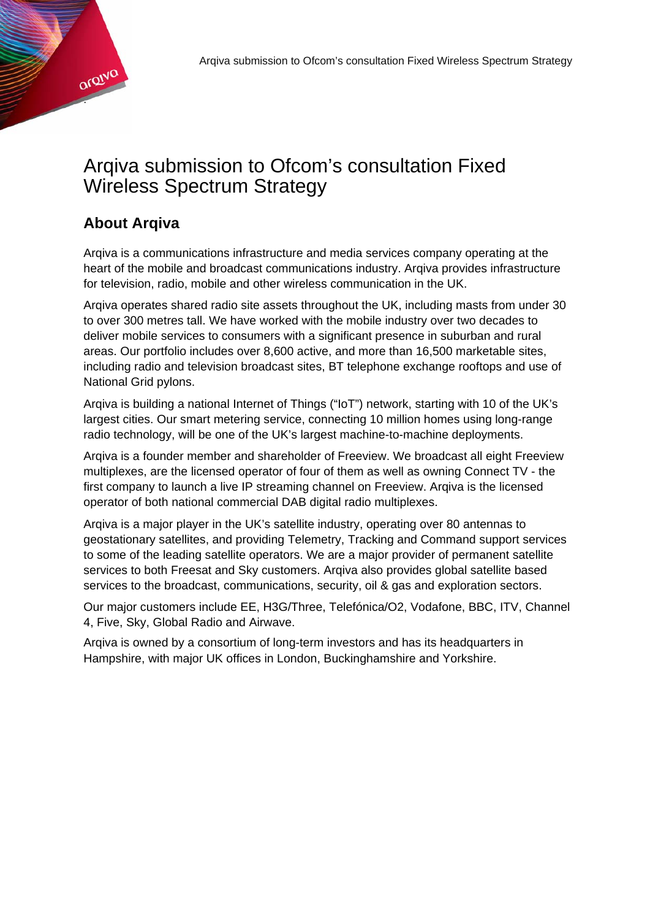# Arqiva submission to Ofcom's consultation Fixed Wireless Spectrum Strategy

## About Arqiva

Arqiva is a communications infrastructure and media services company operating at the heart of the mobile and broadcast communications industry. Arqiva provides infrastructure for television, radio, mobile and other wireless communication in the UK.

Arqiva operates shared radio site assets throughout the UK, including masts from under 30 to over 300 metres tall. We have worked with the mobile industry over two decades to deliver mobile services to consumers with a significant presence in suburban and rural areas. Our portfolio includes over 8,600 active, and more than 16,500 marketable sites, including radio and television broadcast sites, BT telephone exchange rooftops and use of National Grid pylons.

Arqiva is building a national Internet of Things ("IoT") network, starting with 10 of the UK's largest cities. Our smart metering service, connecting 10 million homes using long-range radio technology, will be one of the UK's largest machine-to-machine deployments.

Arqiva is a founder member and shareholder of Freeview. We broadcast all eight Freeview multiplexes, are the licensed operator of four of them as well as owning Connect TV - the first company to launch a live IP streaming channel on Freeview. Arqiva is the licensed operator of both national commercial DAB digital radio multiplexes.

Arqiva is a major player in the UK's satellite industry, operating over 80 antennas to geostationary satellites, and providing Telemetry, Tracking and Command support services to some of the leading satellite operators. We are a major provider of permanent satellite services to both Freesat and Sky customers. Arqiva also provides global satellite based services to the broadcast, communications, security, oil & gas and exploration sectors.

Our major customers include EE, H3G/Three, Telefónica/O2, Vodafone, BBC, ITV, Channel 4, Five, Sky, Global Radio and Airwave.

Arqiva is owned by a consortium of long-term investors and has its headquarters in Hampshire, with major UK offices in London, Buckinghamshire and Yorkshire.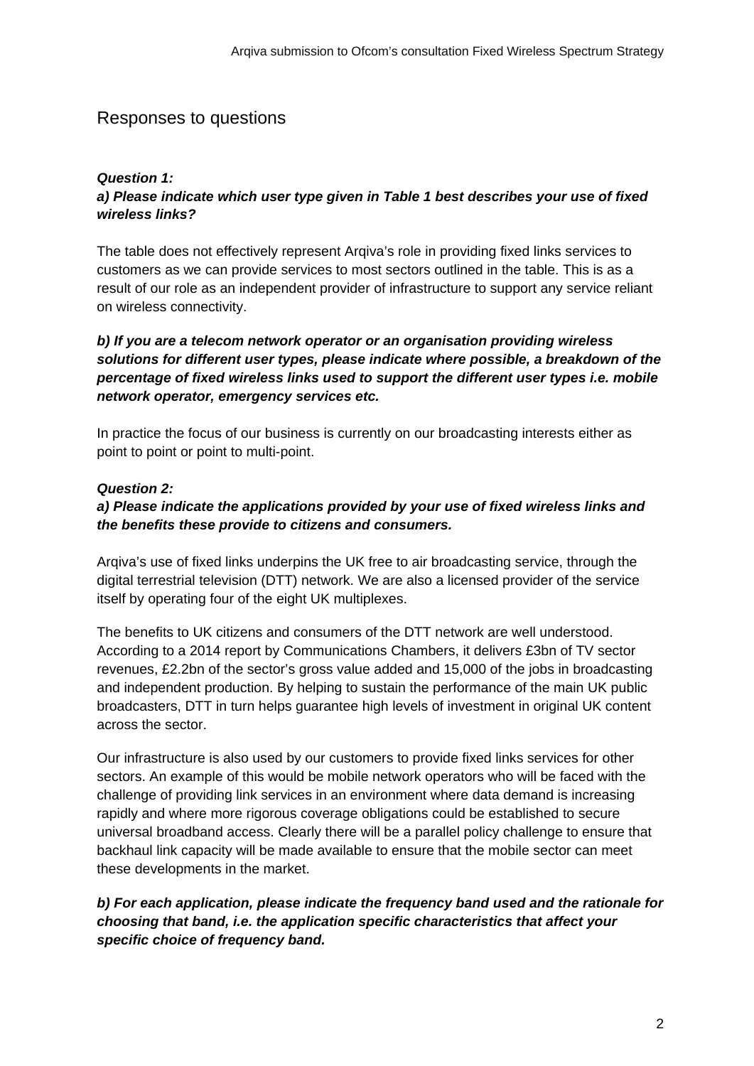## Responses to questions

***Question 1:***
***a) Please indicate which user type given in Table 1 best describes your use of fixed wireless links?***

The table does not effectively represent Arqiva's role in providing fixed links services to customers as we can provide services to most sectors outlined in the table. This is as a result of our role as an independent provider of infrastructure to support any service reliant on wireless connectivity.

***b) If you are a telecom network operator or an organisation providing wireless solutions for different user types, please indicate where possible, a breakdown of the percentage of fixed wireless links used to support the different user types i.e. mobile network operator, emergency services etc.***

In practice the focus of our business is currently on our broadcasting interests either as point to point or point to multi-point.

***Question 2:***
***a) Please indicate the applications provided by your use of fixed wireless links and the benefits these provide to citizens and consumers.***

Arqiva's use of fixed links underpins the UK free to air broadcasting service, through the digital terrestrial television (DTT) network. We are also a licensed provider of the service itself by operating four of the eight UK multiplexes.

The benefits to UK citizens and consumers of the DTT network are well understood. According to a 2014 report by Communications Chambers, it delivers £3bn of TV sector revenues, £2.2bn of the sector's gross value added and 15,000 of the jobs in broadcasting and independent production. By helping to sustain the performance of the main UK public broadcasters, DTT in turn helps guarantee high levels of investment in original UK content across the sector.

Our infrastructure is also used by our customers to provide fixed links services for other sectors. An example of this would be mobile network operators who will be faced with the challenge of providing link services in an environment where data demand is increasing rapidly and where more rigorous coverage obligations could be established to secure universal broadband access. Clearly there will be a parallel policy challenge to ensure that backhaul link capacity will be made available to ensure that the mobile sector can meet these developments in the market.

***b) For each application, please indicate the frequency band used and the rationale for choosing that band, i.e. the application specific characteristics that affect your specific choice of frequency band.***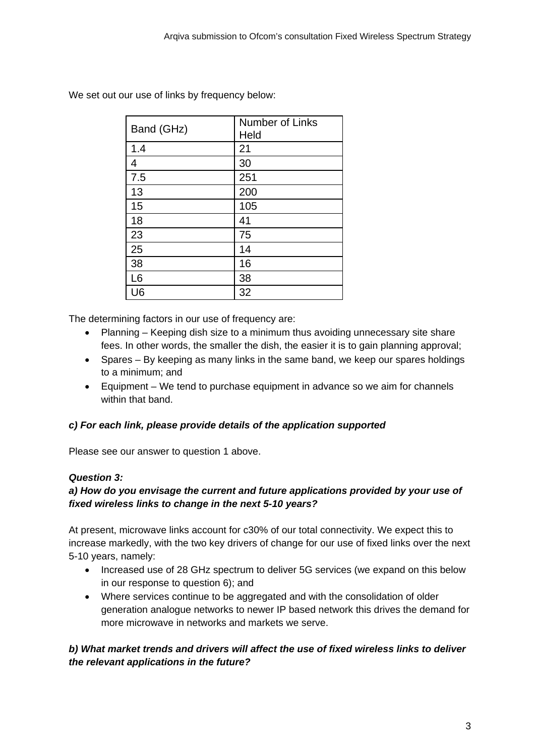We set out our use of links by frequency below:

| Band (GHz) | Number of Links Held |
| --- | --- |
| 1.4 | 21 |
| 4 | 30 |
| 7.5 | 251 |
| 13 | 200 |
| 15 | 105 |
| 18 | 41 |
| 23 | 75 |
| 25 | 14 |
| 38 | 16 |
| L6 | 38 |
| U6 | 32 |

The determining factors in our use of frequency are:

- Planning – Keeping dish size to a minimum thus avoiding unnecessary site share fees. In other words, the smaller the dish, the easier it is to gain planning approval;
- Spares – By keeping as many links in the same band, we keep our spares holdings to a minimum; and
- Equipment – We tend to purchase equipment in advance so we aim for channels within that band.

***c) For each link, please provide details of the application supported***

Please see our answer to question 1 above.

***Question 3:***

***a) How do you envisage the current and future applications provided by your use of fixed wireless links to change in the next 5-10 years?***

At present, microwave links account for c30% of our total connectivity. We expect this to increase markedly, with the two key drivers of change for our use of fixed links over the next 5-10 years, namely:

- Increased use of 28 GHz spectrum to deliver 5G services (we expand on this below in our response to question 6); and
- Where services continue to be aggregated and with the consolidation of older generation analogue networks to newer IP based network this drives the demand for more microwave in networks and markets we serve.

***b) What market trends and drivers will affect the use of fixed wireless links to deliver the relevant applications in the future?***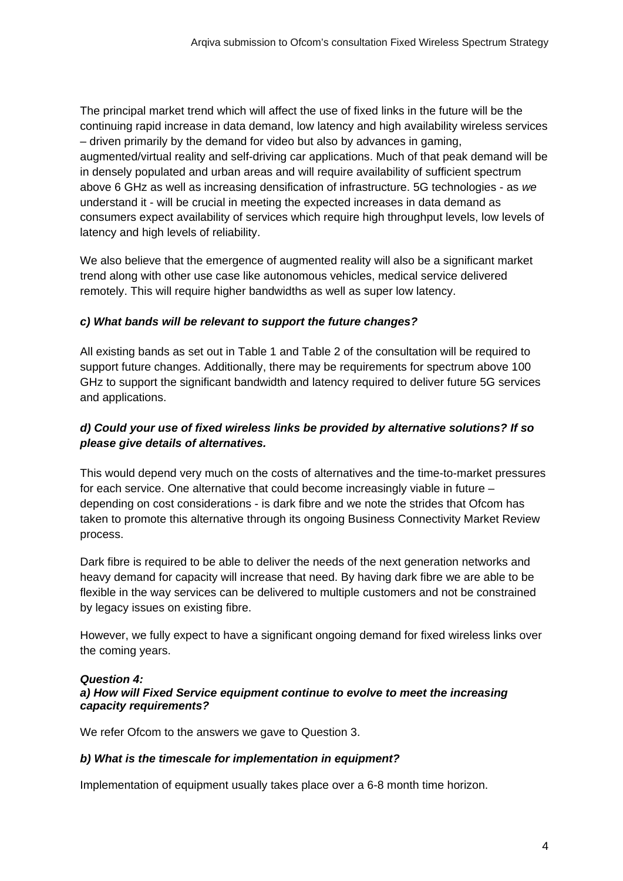The principal market trend which will affect the use of fixed links in the future will be the continuing rapid increase in data demand, low latency and high availability wireless services – driven primarily by the demand for video but also by advances in gaming, augmented/virtual reality and self-driving car applications. Much of that peak demand will be in densely populated and urban areas and will require availability of sufficient spectrum above 6 GHz as well as increasing densification of infrastructure. 5G technologies - as *we* understand it - will be crucial in meeting the expected increases in data demand as consumers expect availability of services which require high throughput levels, low levels of latency and high levels of reliability.

We also believe that the emergence of augmented reality will also be a significant market trend along with other use case like autonomous vehicles, medical service delivered remotely. This will require higher bandwidths as well as super low latency.

***c) What bands will be relevant to support the future changes?***

All existing bands as set out in Table 1 and Table 2 of the consultation will be required to support future changes. Additionally, there may be requirements for spectrum above 100 GHz to support the significant bandwidth and latency required to deliver future 5G services and applications.

***d) Could your use of fixed wireless links be provided by alternative solutions? If so please give details of alternatives.***

This would depend very much on the costs of alternatives and the time-to-market pressures for each service. One alternative that could become increasingly viable in future – depending on cost considerations - is dark fibre and we note the strides that Ofcom has taken to promote this alternative through its ongoing Business Connectivity Market Review process.

Dark fibre is required to be able to deliver the needs of the next generation networks and heavy demand for capacity will increase that need. By having dark fibre we are able to be flexible in the way services can be delivered to multiple customers and not be constrained by legacy issues on existing fibre.

However, we fully expect to have a significant ongoing demand for fixed wireless links over the coming years.

***Question 4:***
***a) How will Fixed Service equipment continue to evolve to meet the increasing capacity requirements?***

We refer Ofcom to the answers we gave to Question 3.

***b) What is the timescale for implementation in equipment?***

Implementation of equipment usually takes place over a 6-8 month time horizon.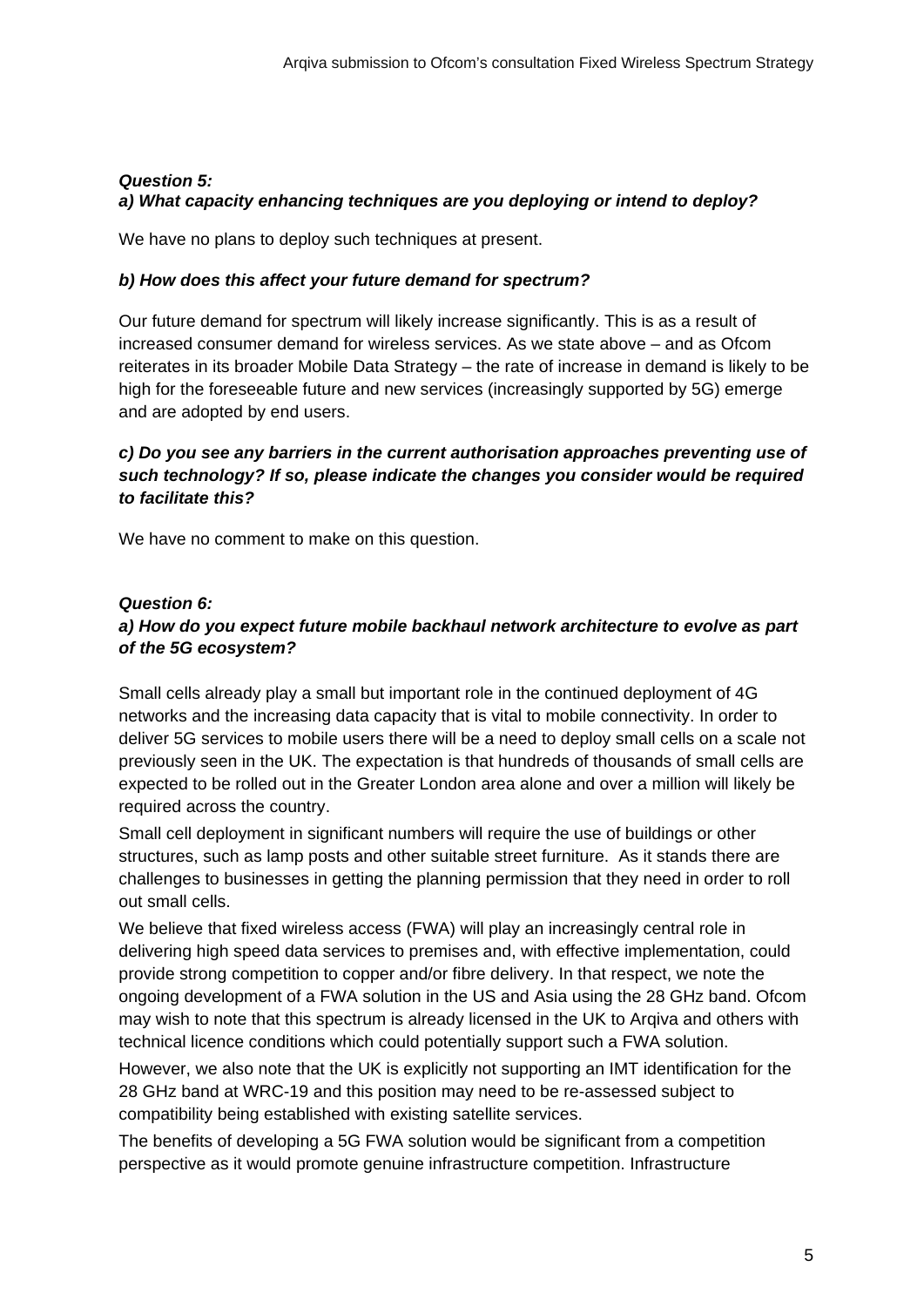***Question 5:***
***a) What capacity enhancing techniques are you deploying or intend to deploy?***

We have no plans to deploy such techniques at present.

***b) How does this affect your future demand for spectrum?***

Our future demand for spectrum will likely increase significantly. This is as a result of increased consumer demand for wireless services. As we state above – and as Ofcom reiterates in its broader Mobile Data Strategy – the rate of increase in demand is likely to be high for the foreseeable future and new services (increasingly supported by 5G) emerge and are adopted by end users.

***c) Do you see any barriers in the current authorisation approaches preventing use of such technology? If so, please indicate the changes you consider would be required to facilitate this?***

We have no comment to make on this question.

***Question 6:***
***a) How do you expect future mobile backhaul network architecture to evolve as part of the 5G ecosystem?***

Small cells already play a small but important role in the continued deployment of 4G networks and the increasing data capacity that is vital to mobile connectivity. In order to deliver 5G services to mobile users there will be a need to deploy small cells on a scale not previously seen in the UK. The expectation is that hundreds of thousands of small cells are expected to be rolled out in the Greater London area alone and over a million will likely be required across the country.

Small cell deployment in significant numbers will require the use of buildings or other structures, such as lamp posts and other suitable street furniture. As it stands there are challenges to businesses in getting the planning permission that they need in order to roll out small cells.

We believe that fixed wireless access (FWA) will play an increasingly central role in delivering high speed data services to premises and, with effective implementation, could provide strong competition to copper and/or fibre delivery. In that respect, we note the ongoing development of a FWA solution in the US and Asia using the 28 GHz band. Ofcom may wish to note that this spectrum is already licensed in the UK to Arqiva and others with technical licence conditions which could potentially support such a FWA solution.

However, we also note that the UK is explicitly not supporting an IMT identification for the 28 GHz band at WRC-19 and this position may need to be re-assessed subject to compatibility being established with existing satellite services.

The benefits of developing a 5G FWA solution would be significant from a competition perspective as it would promote genuine infrastructure competition. Infrastructure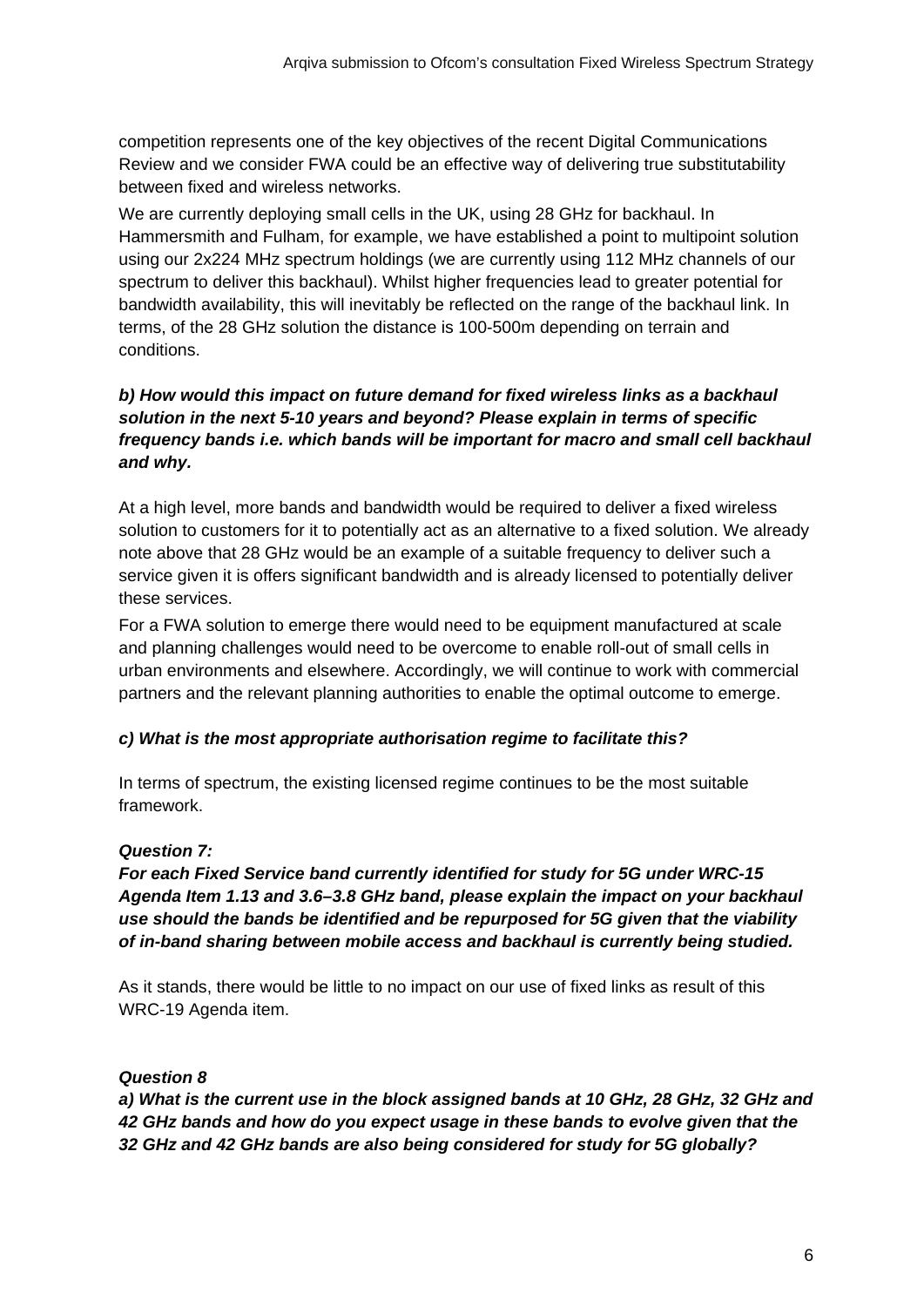competition represents one of the key objectives of the recent Digital Communications Review and we consider FWA could be an effective way of delivering true substitutability between fixed and wireless networks.

We are currently deploying small cells in the UK, using 28 GHz for backhaul. In Hammersmith and Fulham, for example, we have established a point to multipoint solution using our 2x224 MHz spectrum holdings (we are currently using 112 MHz channels of our spectrum to deliver this backhaul). Whilst higher frequencies lead to greater potential for bandwidth availability, this will inevitably be reflected on the range of the backhaul link. In terms, of the 28 GHz solution the distance is 100-500m depending on terrain and conditions.

***b) How would this impact on future demand for fixed wireless links as a backhaul solution in the next 5-10 years and beyond? Please explain in terms of specific frequency bands i.e. which bands will be important for macro and small cell backhaul and why.***

At a high level, more bands and bandwidth would be required to deliver a fixed wireless solution to customers for it to potentially act as an alternative to a fixed solution. We already note above that 28 GHz would be an example of a suitable frequency to deliver such a service given it is offers significant bandwidth and is already licensed to potentially deliver these services.

For a FWA solution to emerge there would need to be equipment manufactured at scale and planning challenges would need to be overcome to enable roll-out of small cells in urban environments and elsewhere. Accordingly, we will continue to work with commercial partners and the relevant planning authorities to enable the optimal outcome to emerge.

***c) What is the most appropriate authorisation regime to facilitate this?***

In terms of spectrum, the existing licensed regime continues to be the most suitable framework.

***Question 7:***

***For each Fixed Service band currently identified for study for 5G under WRC-15 Agenda Item 1.13 and 3.6–3.8 GHz band, please explain the impact on your backhaul use should the bands be identified and be repurposed for 5G given that the viability of in-band sharing between mobile access and backhaul is currently being studied.***

As it stands, there would be little to no impact on our use of fixed links as result of this WRC-19 Agenda item.

***Question 8***

***a) What is the current use in the block assigned bands at 10 GHz, 28 GHz, 32 GHz and 42 GHz bands and how do you expect usage in these bands to evolve given that the 32 GHz and 42 GHz bands are also being considered for study for 5G globally?***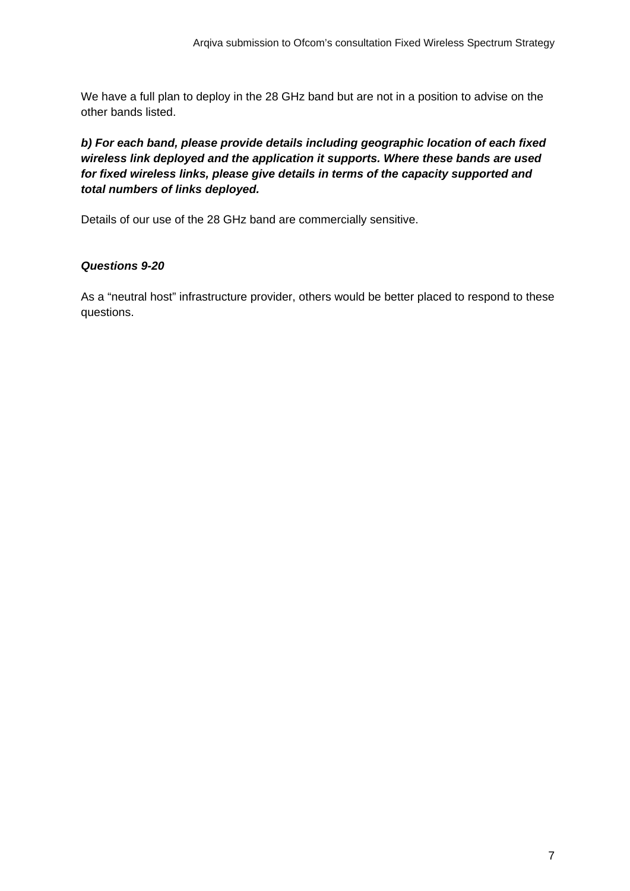We have a full plan to deploy in the 28 GHz band but are not in a position to advise on the other bands listed.

***b) For each band, please provide details including geographic location of each fixed wireless link deployed and the application it supports. Where these bands are used for fixed wireless links, please give details in terms of the capacity supported and total numbers of links deployed.***

Details of our use of the 28 GHz band are commercially sensitive.

***Questions 9-20***

As a “neutral host” infrastructure provider, others would be better placed to respond to these questions.